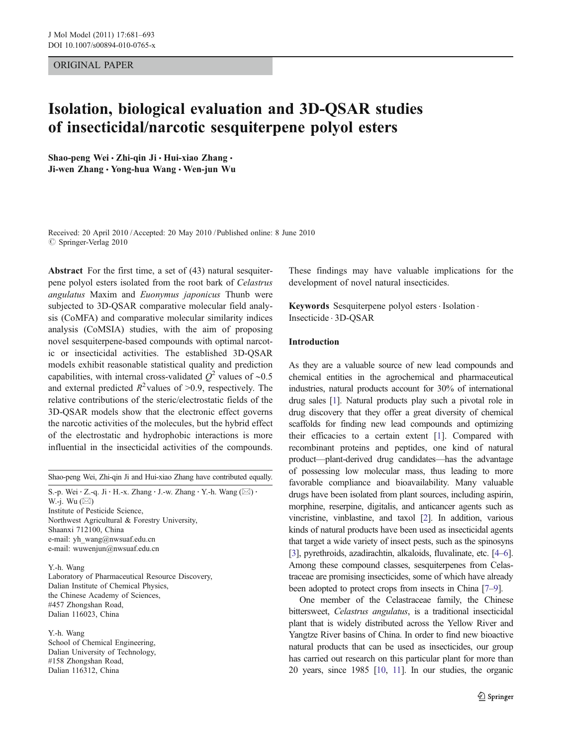ORIGINAL PAPER

# Isolation, biological evaluation and 3D-QSAR studies of insecticidal/narcotic sesquiterpene polyol esters

**Shao-peng Wei · Zhi-qin Ji · Hui-xiao Zhang · Ji-wen Zhang · Yong-hua Wang · Wen-jun Wu**

Received: 20 April 2010 / Accepted: 20 May 2010 / Published online: 8 June 2010
© Springer-Verlag 2010

**Abstract** For the first time, a set of (43) natural sesquiterpene polyol esters isolated from the root bark of *Celastrus angulatus* Maxim and *Euonymus japonicus* Thunb were subjected to 3D-QSAR comparative molecular field analysis (CoMFA) and comparative molecular similarity indices analysis (CoMSIA) studies, with the aim of proposing novel sesquiterpene-based compounds with optimal narcotic or insecticidal activities. The established 3D-QSAR models exhibit reasonable statistical quality and prediction capabilities, with internal cross-validated $Q^2$ values of ~0.5 and external predicted $R^2$ values of >0.9, respectively. The relative contributions of the steric/electrostatic fields of the 3D-QSAR models show that the electronic effect governs the narcotic activities of the molecules, but the hybrid effect of the electrostatic and hydrophobic interactions is more influential in the insecticidal activities of the compounds. These findings may have valuable implications for the development of novel natural insecticides.

**Keywords** Sesquiterpene polyol esters · Isolation · Insecticide · 3D-QSAR

Shao-peng Wei, Zhi-qin Ji and Hui-xiao Zhang have contributed equally.

S.-p. Wei · Z.-q. Ji · H.-x. Zhang · J.-w. Zhang · Y.-h. Wang (✉) · W.-j. Wu (✉)
Institute of Pesticide Science,
Northwest Agricultural & Forestry University,
Shaanxi 712100, China
e-mail: yh_wang@nwsuaf.edu.cn
e-mail: wuwenjun@nwsuaf.edu.cn

Y.-h. Wang
Laboratory of Pharmaceutical Resource Discovery,
Dalian Institute of Chemical Physics,
the Chinese Academy of Sciences,
#457 Zhongshan Road,
Dalian 116023, China

Y.-h. Wang
School of Chemical Engineering,
Dalian University of Technology,
#158 Zhongshan Road,
Dalian 116312, China

## Introduction

As they are a valuable source of new lead compounds and chemical entities in the agrochemical and pharmaceutical industries, natural products account for 30% of international drug sales [1]. Natural products play such a pivotal role in drug discovery that they offer a great diversity of chemical scaffolds for finding new lead compounds and optimizing their efficacies to a certain extent [1]. Compared with recombinant proteins and peptides, one kind of natural product—plant-derived drug candidates—has the advantage of possessing low molecular mass, thus leading to more favorable compliance and bioavailability. Many valuable drugs have been isolated from plant sources, including aspirin, morphine, reserpine, digitalis, and anticancer agents such as vincristine, vinblastine, and taxol [2]. In addition, various kinds of natural products have been used as insecticidal agents that target a wide variety of insect pests, such as the spinosyns [3], pyrethroids, azadirachtin, alkaloids, fluvalinate, etc. [4–6]. Among these compound classes, sesquiterpenes from Celastraceae are promising insecticides, some of which have already been adopted to protect crops from insects in China [7–9].

One member of the Celastraceae family, the Chinese bittersweet, *Celastrus angulatus*, is a traditional insecticidal plant that is widely distributed across the Yellow River and Yangtze River basins of China. In order to find new bioactive natural products that can be used as insecticides, our group has carried out research on this particular plant for more than 20 years, since 1985 [10, 11]. In our studies, the organic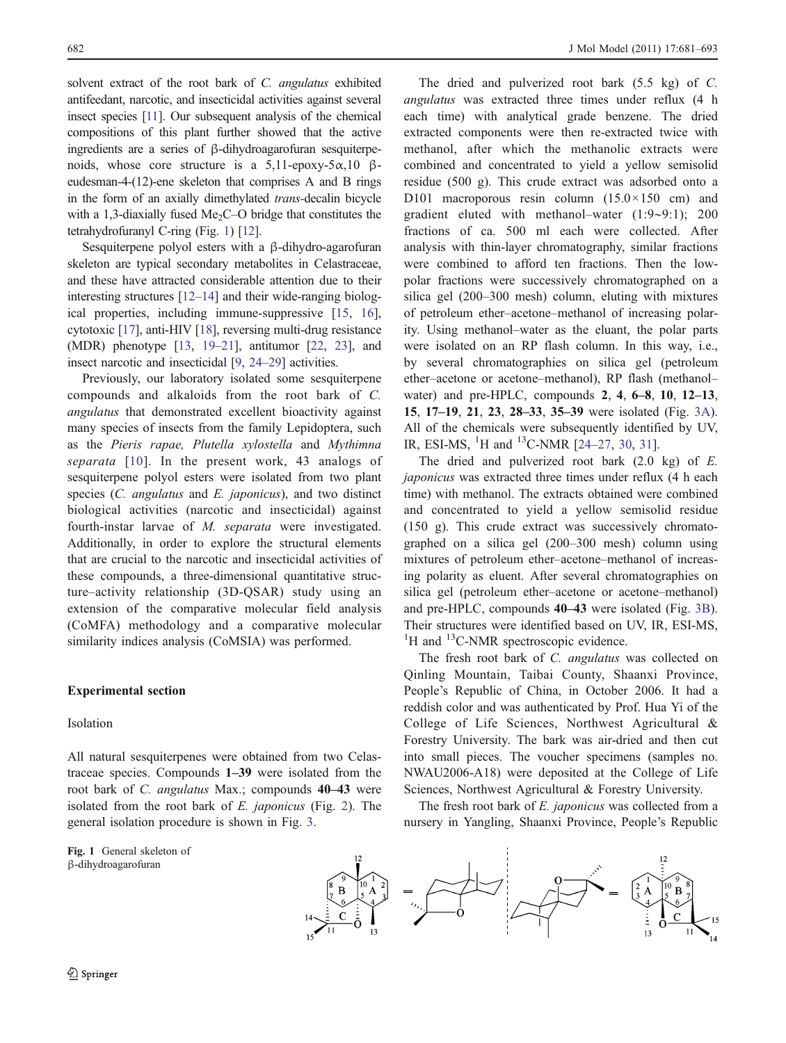solvent extract of the root bark of *C. angulatus* exhibited antifeedant, narcotic, and insecticidal activities against several insect species [11]. Our subsequent analysis of the chemical compositions of this plant further showed that the active ingredients are a series of β-dihydroagarofuran sesquiterpenoids, whose core structure is a 5,11-epoxy-5α,10 β-eudesman-4-(12)-ene skeleton that comprises A and B rings in the form of an axially dimethylated *trans*-decalin bicycle with a 1,3-diaxially fused $Me_2C$–O bridge that constitutes the tetrahydrofuranyl C-ring (Fig. 1) [12].

Sesquiterpene polyol esters with a β-dihydro-agarofuran skeleton are typical secondary metabolites in Celastraceae, and these have attracted considerable attention due to their interesting structures [12–14] and their wide-ranging biological properties, including immune-suppressive [15, 16], cytotoxic [17], anti-HIV [18], reversing multi-drug resistance (MDR) phenotype [13, 19–21], antitumor [22, 23], and insect narcotic and insecticidal [9, 24–29] activities.

Previously, our laboratory isolated some sesquiterpene compounds and alkaloids from the root bark of *C. angulatus* that demonstrated excellent bioactivity against many species of insects from the family Lepidoptera, such as the *Pieris rapae, Plutella xylostella* and *Mythimna separata* [10]. In the present work, 43 analogs of sesquiterpene polyol esters were isolated from two plant species (*C. angulatus* and *E. japonicus*), and two distinct biological activities (narcotic and insecticidal) against fourth-instar larvae of *M. separata* were investigated. Additionally, in order to explore the structural elements that are crucial to the narcotic and insecticidal activities of these compounds, a three-dimensional quantitative structure–activity relationship (3D-QSAR) study using an extension of the comparative molecular field analysis (CoMFA) methodology and a comparative molecular similarity indices analysis (CoMSIA) was performed.

## Experimental section

### Isolation

All natural sesquiterpenes were obtained from two Celastraceae species. Compounds **1–39** were isolated from the root bark of *C. angulatus* Max.; compounds **40–43** were isolated from the root bark of *E. japonicus* (Fig. 2). The general isolation procedure is shown in Fig. 3.

The dried and pulverized root bark (5.5 kg) of *C. angulatus* was extracted three times under reflux (4 h each time) with analytical grade benzene. The dried extracted components were then re-extracted twice with methanol, after which the methanolic extracts were combined and concentrated to yield a yellow semisolid residue (500 g). This crude extract was adsorbed onto a D101 macroporous resin column (15.0×150 cm) and gradient eluted with methanol–water (1:9~9:1); 200 fractions of ca. 500 ml each were collected. After analysis with thin-layer chromatography, similar fractions were combined to afford ten fractions. Then the low-polar fractions were successively chromatographed on a silica gel (200–300 mesh) column, eluting with mixtures of petroleum ether–acetone–methanol of increasing polarity. Using methanol–water as the eluant, the polar parts were isolated on an RP flash column. In this way, i.e., by several chromatographies on silica gel (petroleum ether–acetone or acetone–methanol), RP flash (methanol–water) and pre-HPLC, compounds **2**, **4**, **6–8**, **10**, **12–13**, **15**, **17–19**, **21**, **23**, **28–33**, **35–39** were isolated (Fig. 3A). All of the chemicals were subsequently identified by UV, IR, ESI-MS, $^1$H and $^{13}$C-NMR [24–27, 30, 31].

The dried and pulverized root bark (2.0 kg) of *E. japonicus* was extracted three times under reflux (4 h each time) with methanol. The extracts obtained were combined and concentrated to yield a yellow semisolid residue (150 g). This crude extract was successively chromatographed on a silica gel (200–300 mesh) column using mixtures of petroleum ether–acetone–methanol of increasing polarity as eluent. After several chromatographies on silica gel (petroleum ether–acetone or acetone–methanol) and pre-HPLC, compounds **40–43** were isolated (Fig. 3B). Their structures were identified based on UV, IR, ESI-MS, $^1$H and $^{13}$C-NMR spectroscopic evidence.

The fresh root bark of *C. angulatus* was collected on Qinling Mountain, Taibai County, Shaanxi Province, People's Republic of China, in October 2006. It had a reddish color and was authenticated by Prof. Hua Yi of the College of Life Sciences, Northwest Agricultural & Forestry University. The bark was air-dried and then cut into small pieces. The voucher specimens (samples no. NWAU2006-A18) were deposited at the College of Life Sciences, Northwest Agricultural & Forestry University.

The fresh root bark of *E. japonicus* was collected from a nursery in Yangling, Shaanxi Province, People's Republic

**Fig. 1** General skeleton of β-dihydroagarofuran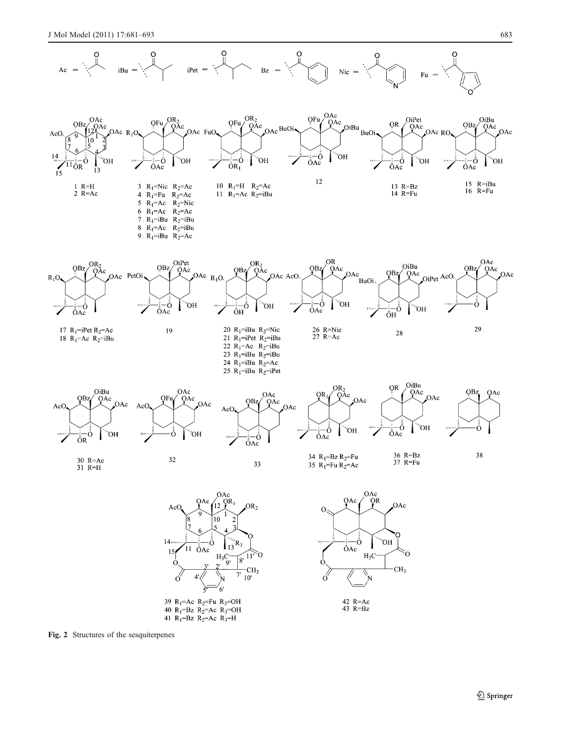Ac = iBu = iPet = Bz = Nic = Fu =

1 R=H
2 R=Ac

3 $R_1$=Nic $R_2$=Ac
4 $R_1$=Fu $R_2$=Ac
5 $R_1$=Ac $R_2$=Nic
6 $R_1$=Ac $R_2$=Ac
7 $R_1$=iBu $R_2$=iBu
8 $R_1$=Ac $R_2$=iBu
9 $R_1$=iBu $R_2$=Ac

10 $R_1$=H $R_2$=Ac
11 $R_1$=Ac $R_2$=iBu

12

13 R=Bz
14 R=Fu

15 R=iBu
16 R=Fu

17 $R_1$=iPet $R_2$=Ac
18 $R_1$=Ac $R_2$=iBu

19

20 $R_1$=iBu $R_2$=Nic
21 $R_1$=iPet $R_2$=iBu
22 $R_1$=Ac $R_2$=iBu
23 $R_1$=iBu $R_2$=iBu
24 $R_1$=iBu $R_2$=Ac
25 $R_1$=iBu $R_2$=iPet

26 R=Nic
27 R=Ac

28

29

30 R=Ac
31 R=H

32

33

34 $R_1$=Bz $R_2$=Fu
35 $R_1$=Fu $R_2$=Ac

36 R=Bz
37 R=Fu

38

39 $R_1$=Ac $R_2$=Fu $R_3$=OH
40 $R_1$=Bz $R_2$=Ac $R_3$=OH
41 $R_1$=Bz $R_2$=Ac $R_3$=H

42 R=Ac
43 R=Bz

**Fig. 2** Structures of the sesquiterpenes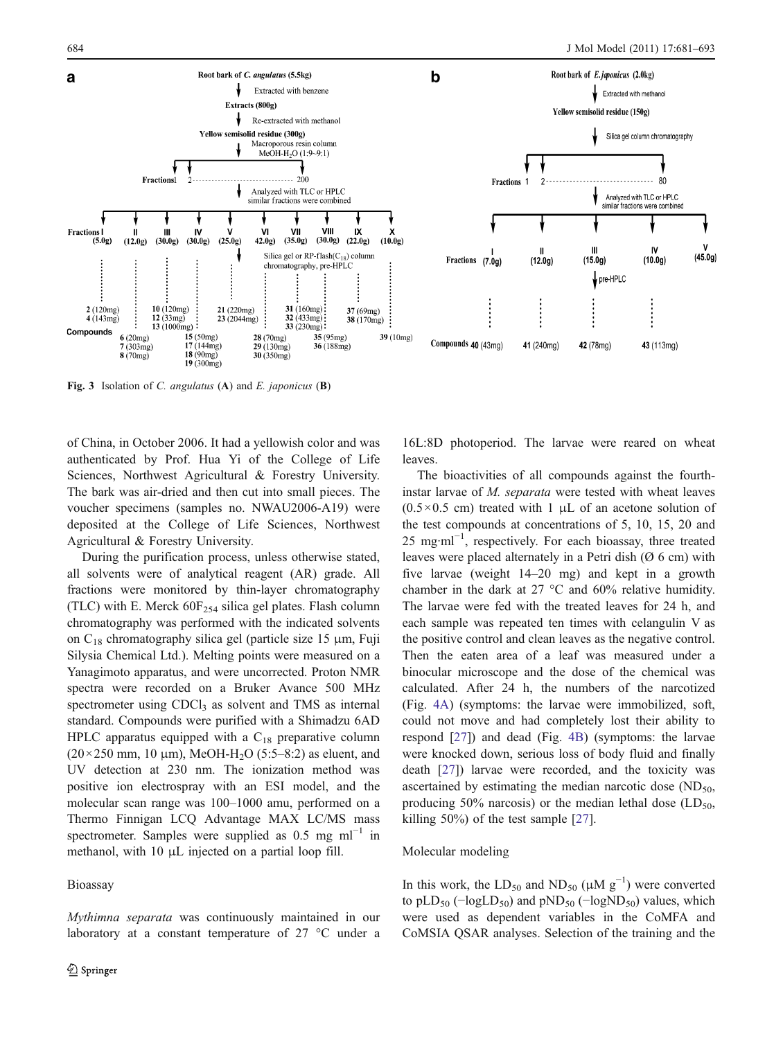Fig. 3 Isolation of *C. angulatus* (A) and *E. japonicus* (B)

of China, in October 2006. It had a yellowish color and was authenticated by Prof. Hua Yi of the College of Life Sciences, Northwest Agricultural & Forestry University. The bark was air-dried and then cut into small pieces. The voucher specimens (samples no. NWAU2006-A19) were deposited at the College of Life Sciences, Northwest Agricultural & Forestry University.

During the purification process, unless otherwise stated, all solvents were of analytical reagent (AR) grade. All fractions were monitored by thin-layer chromatography (TLC) with E. Merck $60F_{254}$ silica gel plates. Flash column chromatography was performed with the indicated solvents on $C_{18}$ chromatography silica gel (particle size 15 μm, Fuji Silysia Chemical Ltd.). Melting points were measured on a Yanagimoto apparatus, and were uncorrected. Proton NMR spectra were recorded on a Bruker Avance 500 MHz spectrometer using $CDCl_3$ as solvent and TMS as internal standard. Compounds were purified with a Shimadzu 6AD HPLC apparatus equipped with a $C_{18}$ preparative column (20×250 mm, 10 μm), MeOH-$H_2O$ (5:5–8:2) as eluent, and UV detection at 230 nm. The ionization method was positive ion electrospray with an ESI model, and the molecular scan range was 100–1000 amu, performed on a Thermo Finnigan LCQ Advantage MAX LC/MS mass spectrometer. Samples were supplied as 0.5 mg $ml^{-1}$ in methanol, with 10 μL injected on a partial loop fill.

## Bioassay

*Mythimna separata* was continuously maintained in our laboratory at a constant temperature of 27 °C under a 16L:8D photoperiod. The larvae were reared on wheat leaves.

The bioactivities of all compounds against the fourth-instar larvae of *M. separata* were tested with wheat leaves (0.5×0.5 cm) treated with 1 μL of an acetone solution of the test compounds at concentrations of 5, 10, 15, 20 and 25 mg·$ml^{-1}$, respectively. For each bioassay, three treated leaves were placed alternately in a Petri dish (Ø 6 cm) with five larvae (weight 14–20 mg) and kept in a growth chamber in the dark at 27 °C and 60% relative humidity. The larvae were fed with the treated leaves for 24 h, and each sample was repeated ten times with celangulin V as the positive control and clean leaves as the negative control. Then the eaten area of a leaf was measured under a binocular microscope and the dose of the chemical was calculated. After 24 h, the numbers of the narcotized (Fig. 4A) (symptoms: the larvae were immobilized, soft, could not move and had completely lost their ability to respond [27]) and dead (Fig. 4B) (symptoms: the larvae were knocked down, serious loss of body fluid and finally death [27]) larvae were recorded, and the toxicity was ascertained by estimating the median narcotic dose ($ND_{50}$, producing 50% narcosis) or the median lethal dose ($LD_{50}$, killing 50%) of the test sample [27].

## Molecular modeling

In this work, the $LD_{50}$ and $ND_{50}$ (μM $g^{-1}$) were converted to $pLD_{50}$ ($-\log LD_{50}$) and $pND_{50}$ ($-\log ND_{50}$) values, which were used as dependent variables in the CoMFA and CoMSIA QSAR analyses. Selection of the training and the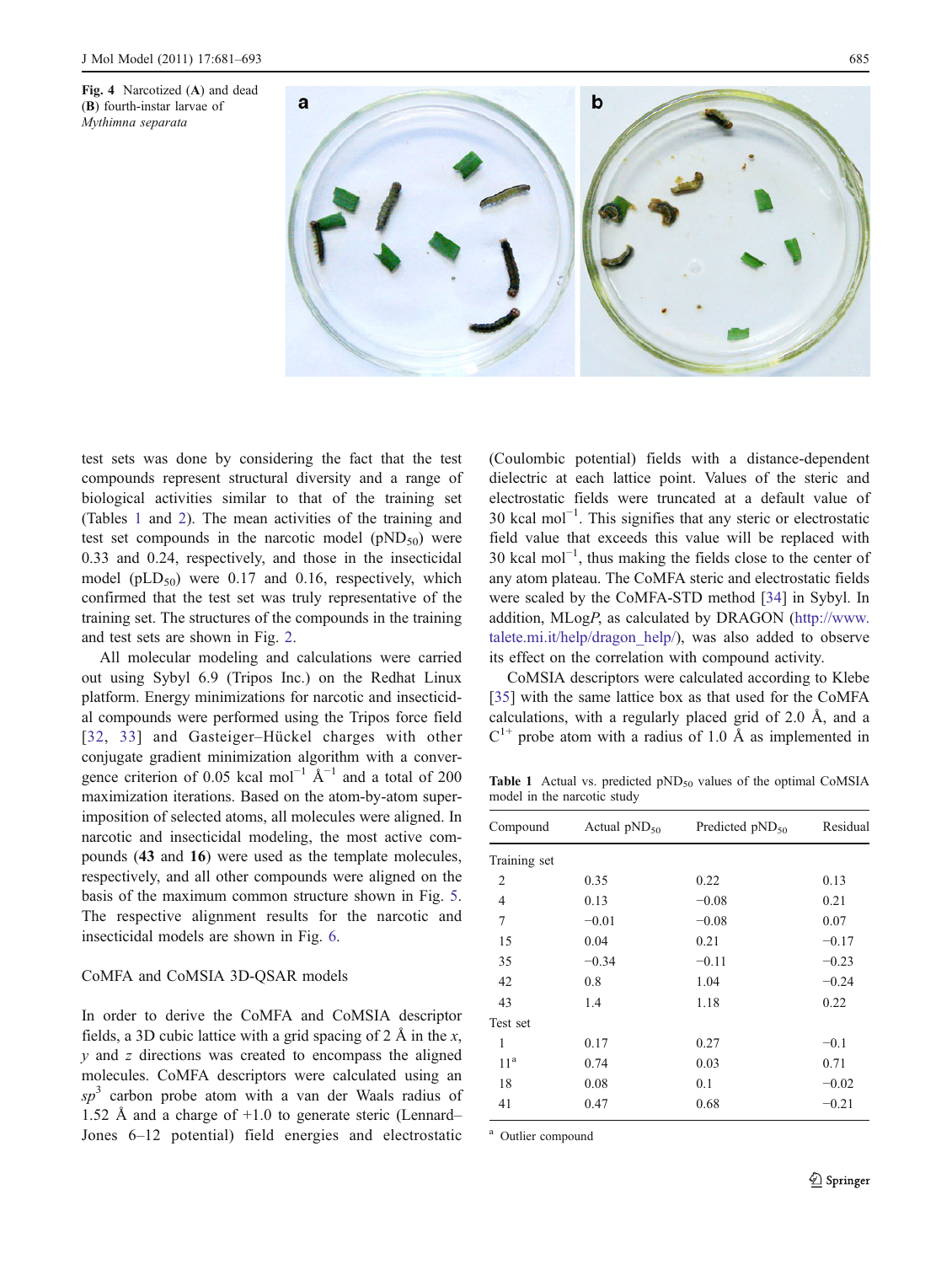Fig. 4 Narcotized (A) and dead (B) fourth-instar larvae of *Mythimna separata*

test sets was done by considering the fact that the test compounds represent structural diversity and a range of biological activities similar to that of the training set (Tables 1 and 2). The mean activities of the training and test set compounds in the narcotic model ($pND_{50}$) were 0.33 and 0.24, respectively, and those in the insecticidal model ($pLD_{50}$) were 0.17 and 0.16, respectively, which confirmed that the test set was truly representative of the training set. The structures of the compounds in the training and test sets are shown in Fig. 2.

All molecular modeling and calculations were carried out using Sybyl 6.9 (Tripos Inc.) on the Redhat Linux platform. Energy minimizations for narcotic and insecticidal compounds were performed using the Tripos force field [32, 33] and Gasteiger–Hückel charges with other conjugate gradient minimization algorithm with a convergence criterion of 0.05 kcal $mol^{-1}$ $Å^{-1}$ and a total of 200 maximization iterations. Based on the atom-by-atom superimposition of selected atoms, all molecules were aligned. In narcotic and insecticidal modeling, the most active compounds (**43** and **16**) were used as the template molecules, respectively, and all other compounds were aligned on the basis of the maximum common structure shown in Fig. 5. The respective alignment results for the narcotic and insecticidal models are shown in Fig. 6.

## CoMFA and CoMSIA 3D-QSAR models

In order to derive the CoMFA and CoMSIA descriptor fields, a 3D cubic lattice with a grid spacing of 2 Å in the *x*, *y* and *z* directions was created to encompass the aligned molecules. CoMFA descriptors were calculated using an $sp^3$ carbon probe atom with a van der Waals radius of 1.52 Å and a charge of +1.0 to generate steric (Lennard–Jones 6–12 potential) field energies and electrostatic (Coulombic potential) fields with a distance-dependent dielectric at each lattice point. Values of the steric and electrostatic fields were truncated at a default value of 30 kcal $mol^{-1}$. This signifies that any steric or electrostatic field value that exceeds this value will be replaced with 30 kcal $mol^{-1}$, thus making the fields close to the center of any atom plateau. The CoMFA steric and electrostatic fields were scaled by the CoMFA-STD method [34] in Sybyl. In addition, MLog*P*, as calculated by DRAGON (http://www.talete.mi.it/help/dragon_help/), was also added to observe its effect on the correlation with compound activity.

CoMSIA descriptors were calculated according to Klebe [35] with the same lattice box as that used for the CoMFA calculations, with a regularly placed grid of 2.0 Å, and a $C^{1+}$ probe atom with a radius of 1.0 Å as implemented in

**Table 1** Actual vs. predicted $pND_{50}$ values of the optimal CoMSIA model in the narcotic study

| Compound | Actual $pND_{50}$ | Predicted $pND_{50}$ | Residual |
|---|---|---|---|
| Training set | | | |
| 2 | 0.35 | 0.22 | 0.13 |
| 4 | 0.13 | −0.08 | 0.21 |
| 7 | −0.01 | −0.08 | 0.07 |
| 15 | 0.04 | 0.21 | −0.17 |
| 35 | −0.34 | −0.11 | −0.23 |
| 42 | 0.8 | 1.04 | −0.24 |
| 43 | 1.4 | 1.18 | 0.22 |
| Test set | | | |
| 1 | 0.17 | 0.27 | −0.1 |
| 11[a] | 0.74 | 0.03 | 0.71 |
| 18 | 0.08 | 0.1 | −0.02 |
| 41 | 0.47 | 0.68 | −0.21 |

[a] Outlier compound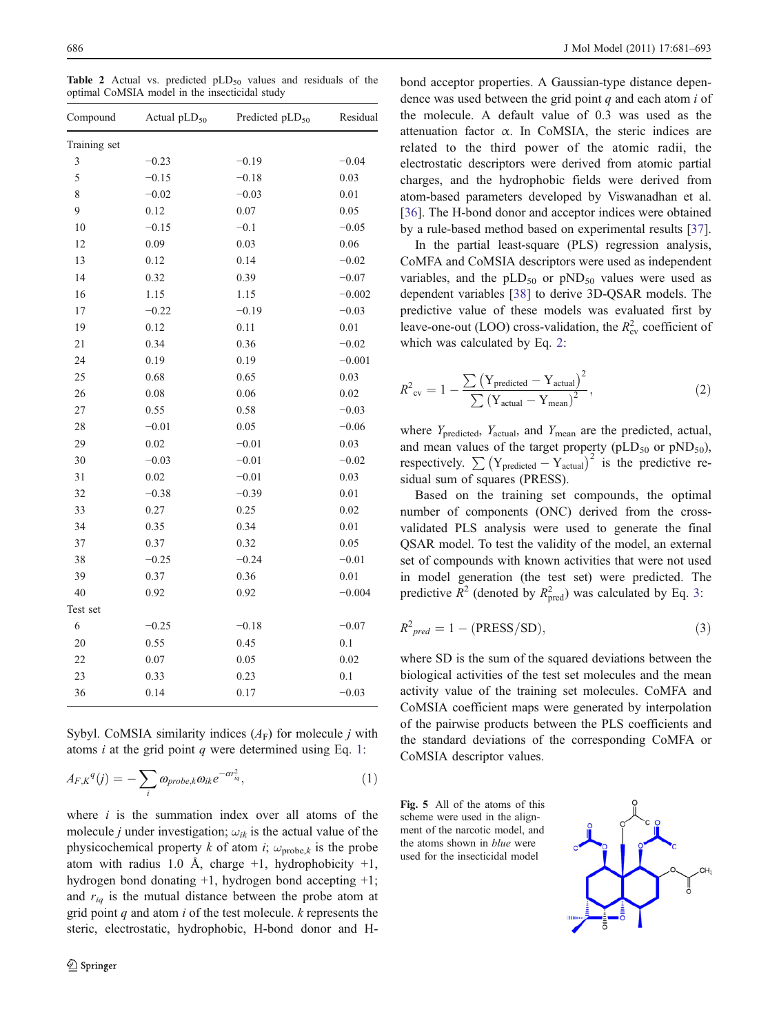**Table 2** Actual vs. predicted $pLD_{50}$ values and residuals of the optimal CoMSIA model in the insecticidal study

| Compound | Actual $pLD_{50}$ | Predicted $pLD_{50}$ | Residual |
|---|---|---|---|
| Training set | | | |
| 3 | −0.23 | −0.19 | −0.04 |
| 5 | −0.15 | −0.18 | 0.03 |
| 8 | −0.02 | −0.03 | 0.01 |
| 9 | 0.12 | 0.07 | 0.05 |
| 10 | −0.15 | −0.1 | −0.05 |
| 12 | 0.09 | 0.03 | 0.06 |
| 13 | 0.12 | 0.14 | −0.02 |
| 14 | 0.32 | 0.39 | −0.07 |
| 16 | 1.15 | 1.15 | −0.002 |
| 17 | −0.22 | −0.19 | −0.03 |
| 19 | 0.12 | 0.11 | 0.01 |
| 21 | 0.34 | 0.36 | −0.02 |
| 24 | 0.19 | 0.19 | −0.001 |
| 25 | 0.68 | 0.65 | 0.03 |
| 26 | 0.08 | 0.06 | 0.02 |
| 27 | 0.55 | 0.58 | −0.03 |
| 28 | −0.01 | 0.05 | −0.06 |
| 29 | 0.02 | −0.01 | 0.03 |
| 30 | −0.03 | −0.01 | −0.02 |
| 31 | 0.02 | −0.01 | 0.03 |
| 32 | −0.38 | −0.39 | 0.01 |
| 33 | 0.27 | 0.25 | 0.02 |
| 34 | 0.35 | 0.34 | 0.01 |
| 37 | 0.37 | 0.32 | 0.05 |
| 38 | −0.25 | −0.24 | −0.01 |
| 39 | 0.37 | 0.36 | 0.01 |
| 40 | 0.92 | 0.92 | −0.004 |
| Test set | | | |
| 6 | −0.25 | −0.18 | −0.07 |
| 20 | 0.55 | 0.45 | 0.1 |
| 22 | 0.07 | 0.05 | 0.02 |
| 23 | 0.33 | 0.23 | 0.1 |
| 36 | 0.14 | 0.17 | −0.03 |

Sybyl. CoMSIA similarity indices ($A_F$) for molecule $j$ with atoms $i$ at the grid point $q$ were determined using Eq. 1:

$$A_{F,K}{}^{q}(j) = -\sum_{i} \omega_{probe,k}\omega_{ik}e^{-\alpha r_{iq}^{2}}, \tag{1}$$

where $i$ is the summation index over all atoms of the molecule $j$ under investigation; $\omega_{ik}$ is the actual value of the physicochemical property $k$ of atom $i$; $\omega_{probe,k}$ is the probe atom with radius 1.0 Å, charge +1, hydrophobicity +1, hydrogen bond donating +1, hydrogen bond accepting +1; and $r_{iq}$ is the mutual distance between the probe atom at grid point $q$ and atom $i$ of the test molecule. $k$ represents the steric, electrostatic, hydrophobic, H-bond donor and H-bond acceptor properties. A Gaussian-type distance dependence was used between the grid point $q$ and each atom $i$ of the molecule. A default value of 0.3 was used as the attenuation factor α. In CoMSIA, the steric indices are related to the third power of the atomic radii, the electrostatic descriptors were derived from atomic partial charges, and the hydrophobic fields were derived from atom-based parameters developed by Viswanadhan et al. [36]. The H-bond donor and acceptor indices were obtained by a rule-based method based on experimental results [37].

In the partial least-square (PLS) regression analysis, CoMFA and CoMSIA descriptors were used as independent variables, and the $pLD_{50}$ or $pND_{50}$ values were used as dependent variables [38] to derive 3D-QSAR models. The predictive value of these models was evaluated first by leave-one-out (LOO) cross-validation, the $R^2_{cv}$ coefficient of which was calculated by Eq. 2:

$$R^2{}_{cv} = 1 - \frac{\sum \left(Y_{predicted} - Y_{actual}\right)^2}{\sum \left(Y_{actual} - Y_{mean}\right)^2}, \tag{2}$$

where $Y_{predicted}$, $Y_{actual}$, and $Y_{mean}$ are the predicted, actual, and mean values of the target property ($pLD_{50}$ or $pND_{50}$), respectively. $\sum \left(Y_{predicted} - Y_{actual}\right)^2$ is the predictive residual sum of squares (PRESS).

Based on the training set compounds, the optimal number of components (ONC) derived from the cross-validated PLS analysis were used to generate the final QSAR model. To test the validity of the model, an external set of compounds with known activities that were not used in model generation (the test set) were predicted. The predictive $R^2$ (denoted by $R^2_{pred}$) was calculated by Eq. 3:

$$R^2{}_{pred} = 1 - (PRESS/SD), \tag{3}$$

where SD is the sum of the squared deviations between the biological activities of the test set molecules and the mean activity value of the training set molecules. CoMFA and CoMSIA coefficient maps were generated by interpolation of the pairwise products between the PLS coefficients and the standard deviations of the corresponding CoMFA or CoMSIA descriptor values.

**Fig. 5** All of the atoms of this scheme were used in the alignment of the narcotic model, and the atoms shown in *blue* were used for the insecticidal model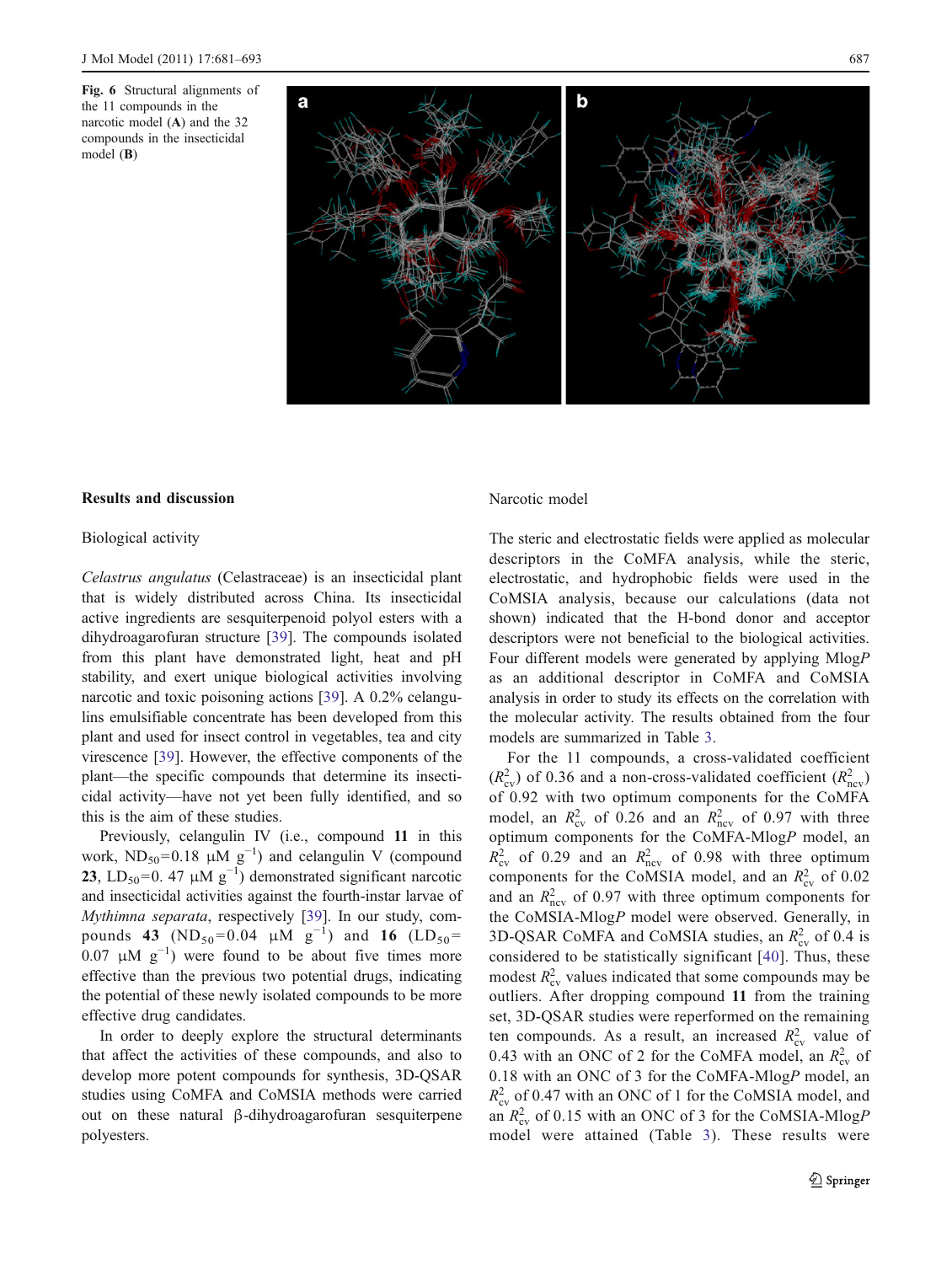Fig. 6 Structural alignments of the 11 compounds in the narcotic model (A) and the 32 compounds in the insecticidal model (B)

## Results and discussion

### Biological activity

*Celastrus angulatus* (Celastraceae) is an insecticidal plant that is widely distributed across China. Its insecticidal active ingredients are sesquiterpenoid polyol esters with a dihydroagarofuran structure [39]. The compounds isolated from this plant have demonstrated light, heat and pH stability, and exert unique biological activities involving narcotic and toxic poisoning actions [39]. A 0.2% celangulins emulsifiable concentrate has been developed from this plant and used for insect control in vegetables, tea and city virescence [39]. However, the effective components of the plant—the specific compounds that determine its insecticidal activity—have not yet been fully identified, and so this is the aim of these studies.

Previously, celangulin IV (i.e., compound **11** in this work, $ND_{50}$=0.18 μM $g^{-1}$) and celangulin V (compound **23**, $LD_{50}$=0. 47 μM $g^{-1}$) demonstrated significant narcotic and insecticidal activities against the fourth-instar larvae of *Mythimna separata*, respectively [39]. In our study, compounds **43** ($ND_{50}$=0.04 μM $g^{-1}$) and **16** ($LD_{50}$= 0.07 μM $g^{-1}$) were found to be about five times more effective than the previous two potential drugs, indicating the potential of these newly isolated compounds to be more effective drug candidates.

In order to deeply explore the structural determinants that affect the activities of these compounds, and also to develop more potent compounds for synthesis, 3D-QSAR studies using CoMFA and CoMSIA methods were carried out on these natural β-dihydroagarofuran sesquiterpene polyesters.

### Narcotic model

The steric and electrostatic fields were applied as molecular descriptors in the CoMFA analysis, while the steric, electrostatic, and hydrophobic fields were used in the CoMSIA analysis, because our calculations (data not shown) indicated that the H-bond donor and acceptor descriptors were not beneficial to the biological activities. Four different models were generated by applying Mlog*P* as an additional descriptor in CoMFA and CoMSIA analysis in order to study its effects on the correlation with the molecular activity. The results obtained from the four models are summarized in Table 3.

For the 11 compounds, a cross-validated coefficient ($R^2_{\rm cv}$) of 0.36 and a non-cross-validated coefficient ($R^2_{\rm ncv}$) of 0.92 with two optimum components for the CoMFA model, an $R^2_{\rm cv}$ of 0.26 and an $R^2_{\rm ncv}$ of 0.97 with three optimum components for the CoMFA-Mlog*P* model, an $R^2_{\rm cv}$ of 0.29 and an $R^2_{\rm ncv}$ of 0.98 with three optimum components for the CoMSIA model, and an $R^2_{\rm cv}$ of 0.02 and an $R^2_{\rm ncv}$ of 0.97 with three optimum components for the CoMSIA-Mlog*P* model were observed. Generally, in 3D-QSAR CoMFA and CoMSIA studies, an $R^2_{\rm cv}$ of 0.4 is considered to be statistically significant [40]. Thus, these modest $R^2_{\rm cv}$ values indicated that some compounds may be outliers. After dropping compound **11** from the training set, 3D-QSAR studies were reperformed on the remaining ten compounds. As a result, an increased $R^2_{\rm cv}$ value of 0.43 with an ONC of 2 for the CoMFA model, an $R^2_{\rm cv}$ of 0.18 with an ONC of 3 for the CoMFA-Mlog*P* model, an $R^2_{\rm cv}$ of 0.47 with an ONC of 1 for the CoMSIA model, and an $R^2_{\rm cv}$ of 0.15 with an ONC of 3 for the CoMSIA-Mlog*P* model were attained (Table 3). These results were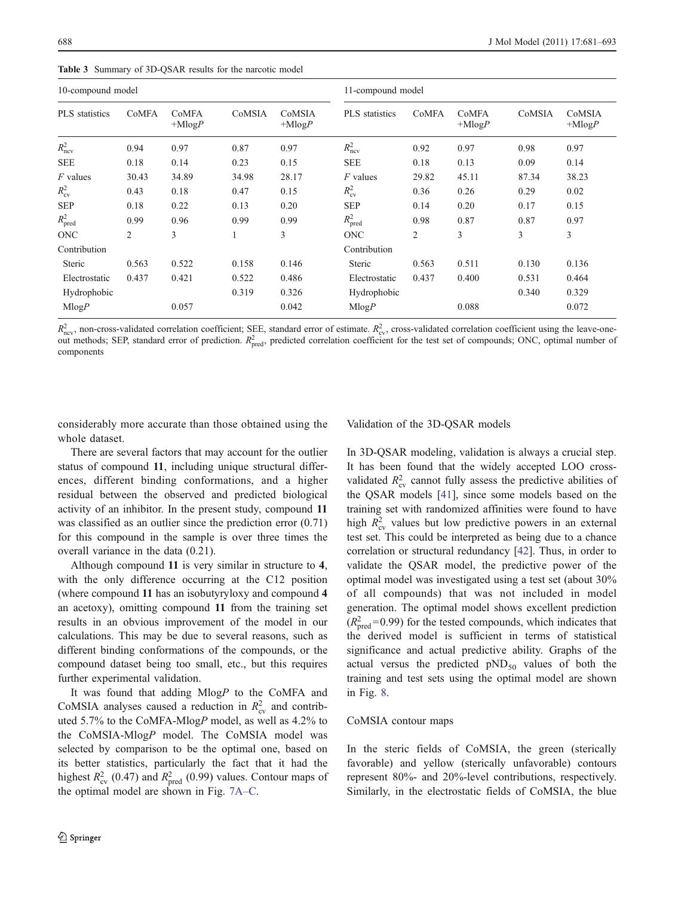Table 3 Summary of 3D-QSAR results for the narcotic model

| 10-compound model | | | | | 11-compound model | | | | |
|---|---|---|---|---|---|---|---|---|---|
| PLS statistics | CoMFA | CoMFA +Mlog*P* | CoMSIA | CoMSIA +Mlog*P* | PLS statistics | CoMFA | CoMFA +Mlog*P* | CoMSIA | CoMSIA +Mlog*P* |
| $R^2_{ncv}$ | 0.94 | 0.97 | 0.87 | 0.97 | $R^2_{ncv}$ | 0.92 | 0.97 | 0.98 | 0.97 |
| SEE | 0.18 | 0.14 | 0.23 | 0.15 | SEE | 0.18 | 0.13 | 0.09 | 0.14 |
| *F* values | 30.43 | 34.89 | 34.98 | 28.17 | *F* values | 29.82 | 45.11 | 87.34 | 38.23 |
| $R^2_{cv}$ | 0.43 | 0.18 | 0.47 | 0.15 | $R^2_{cv}$ | 0.36 | 0.26 | 0.29 | 0.02 |
| SEP | 0.18 | 0.22 | 0.13 | 0.20 | SEP | 0.14 | 0.20 | 0.17 | 0.15 |
| $R^2_{pred}$ | 0.99 | 0.96 | 0.99 | 0.99 | $R^2_{pred}$ | 0.98 | 0.87 | 0.87 | 0.97 |
| ONC | 2 | 3 | 1 | 3 | ONC | 2 | 3 | 3 | 3 |
| Contribution | | | | | Contribution | | | | |
| Steric | 0.563 | 0.522 | 0.158 | 0.146 | Steric | 0.563 | 0.511 | 0.130 | 0.136 |
| Electrostatic | 0.437 | 0.421 | 0.522 | 0.486 | Electrostatic | 0.437 | 0.400 | 0.531 | 0.464 |
| Hydrophobic | | | 0.319 | 0.326 | Hydrophobic | | | 0.340 | 0.329 |
| Mlog*P* | | 0.057 | | 0.042 | Mlog*P* | | 0.088 | | 0.072 |

$R^2_{ncv}$, non-cross-validated correlation coefficient; SEE, standard error of estimate. $R^2_{cv}$, cross-validated correlation coefficient using the leave-one-out methods; SEP, standard error of prediction. $R^2_{pred}$, predicted correlation coefficient for the test set of compounds; ONC, optimal number of components

considerably more accurate than those obtained using the whole dataset.

There are several factors that may account for the outlier status of compound **11**, including unique structural differences, different binding conformations, and a higher residual between the observed and predicted biological activity of an inhibitor. In the present study, compound **11** was classified as an outlier since the prediction error (0.71) for this compound in the sample is over three times the overall variance in the data (0.21).

Although compound **11** is very similar in structure to **4**, with the only difference occurring at the C12 position (where compound **11** has an isobutyryloxy and compound **4** an acetoxy), omitting compound **11** from the training set results in an obvious improvement of the model in our calculations. This may be due to several reasons, such as different binding conformations of the compounds, or the compound dataset being too small, etc., but this requires further experimental validation.

It was found that adding Mlog*P* to the CoMFA and CoMSIA analyses caused a reduction in $R^2_{cv}$ and contributed 5.7% to the CoMFA-Mlog*P* model, as well as 4.2% to the CoMSIA-Mlog*P* model. The CoMSIA model was selected by comparison to be the optimal one, based on its better statistics, particularly the fact that it had the highest $R^2_{cv}$ (0.47) and $R^2_{pred}$ (0.99) values. Contour maps of the optimal model are shown in Fig. 7A–C.

## Validation of the 3D-QSAR models

In 3D-QSAR modeling, validation is always a crucial step. It has been found that the widely accepted LOO cross-validated $R^2_{cv}$ cannot fully assess the predictive abilities of the QSAR models [41], since some models based on the training set with randomized affinities were found to have high $R^2_{cv}$ values but low predictive powers in an external test set. This could be interpreted as being due to a chance correlation or structural redundancy [42]. Thus, in order to validate the QSAR model, the predictive power of the optimal model was investigated using a test set (about 30% of all compounds) that was not included in model generation. The optimal model shows excellent prediction ($R^2_{pred}$=0.99) for the tested compounds, which indicates that the derived model is sufficient in terms of statistical significance and actual predictive ability. Graphs of the actual versus the predicted $pND_{50}$ values of both the training and test sets using the optimal model are shown in Fig. 8.

## CoMSIA contour maps

In the steric fields of CoMSIA, the green (sterically favorable) and yellow (sterically unfavorable) contours represent 80%- and 20%-level contributions, respectively. Similarly, in the electrostatic fields of CoMSIA, the blue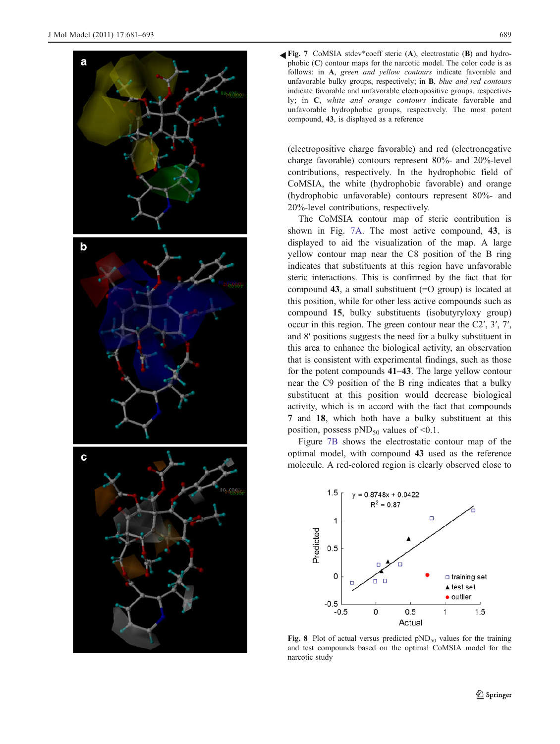**Fig. 7** CoMSIA stdev*coeff steric (**A**), electrostatic (**B**) and hydrophobic (**C**) contour maps for the narcotic model. The color code is as follows: in **A**, *green and yellow contours* indicate favorable and unfavorable bulky groups, respectively; in **B**, *blue and red contours* indicate favorable and unfavorable electropositive groups, respectively; in **C**, *white and orange contours* indicate favorable and unfavorable hydrophobic groups, respectively. The most potent compound, **43**, is displayed as a reference

(electropositive charge favorable) and red (electronegative charge favorable) contours represent 80%- and 20%-level contributions, respectively. In the hydrophobic field of CoMSIA, the white (hydrophobic favorable) and orange (hydrophobic unfavorable) contours represent 80%- and 20%-level contributions, respectively.

The CoMSIA contour map of steric contribution is shown in Fig. 7A. The most active compound, **43**, is displayed to aid the visualization of the map. A large yellow contour map near the C8 position of the B ring indicates that substituents at this region have unfavorable steric interactions. This is confirmed by the fact that for compound **43**, a small substituent (=O group) is located at this position, while for other less active compounds such as compound **15**, bulky substituents (isobutyryloxy group) occur in this region. The green contour near the C2′, 3′, 7′, and 8′ positions suggests the need for a bulky substituent in this area to enhance the biological activity, an observation that is consistent with experimental findings, such as those for the potent compounds **41**–**43**. The large yellow contour near the C9 position of the B ring indicates that a bulky substituent at this position would decrease biological activity, which is in accord with the fact that compounds **7** and **18**, which both have a bulky substituent at this position, possess $pND_{50}$ values of <0.1.

Figure 7B shows the electrostatic contour map of the optimal model, with compound **43** used as the reference molecule. A red-colored region is clearly observed close to

**Fig. 8** Plot of actual versus predicted $pND_{50}$ values for the training and test compounds based on the optimal CoMSIA model for the narcotic study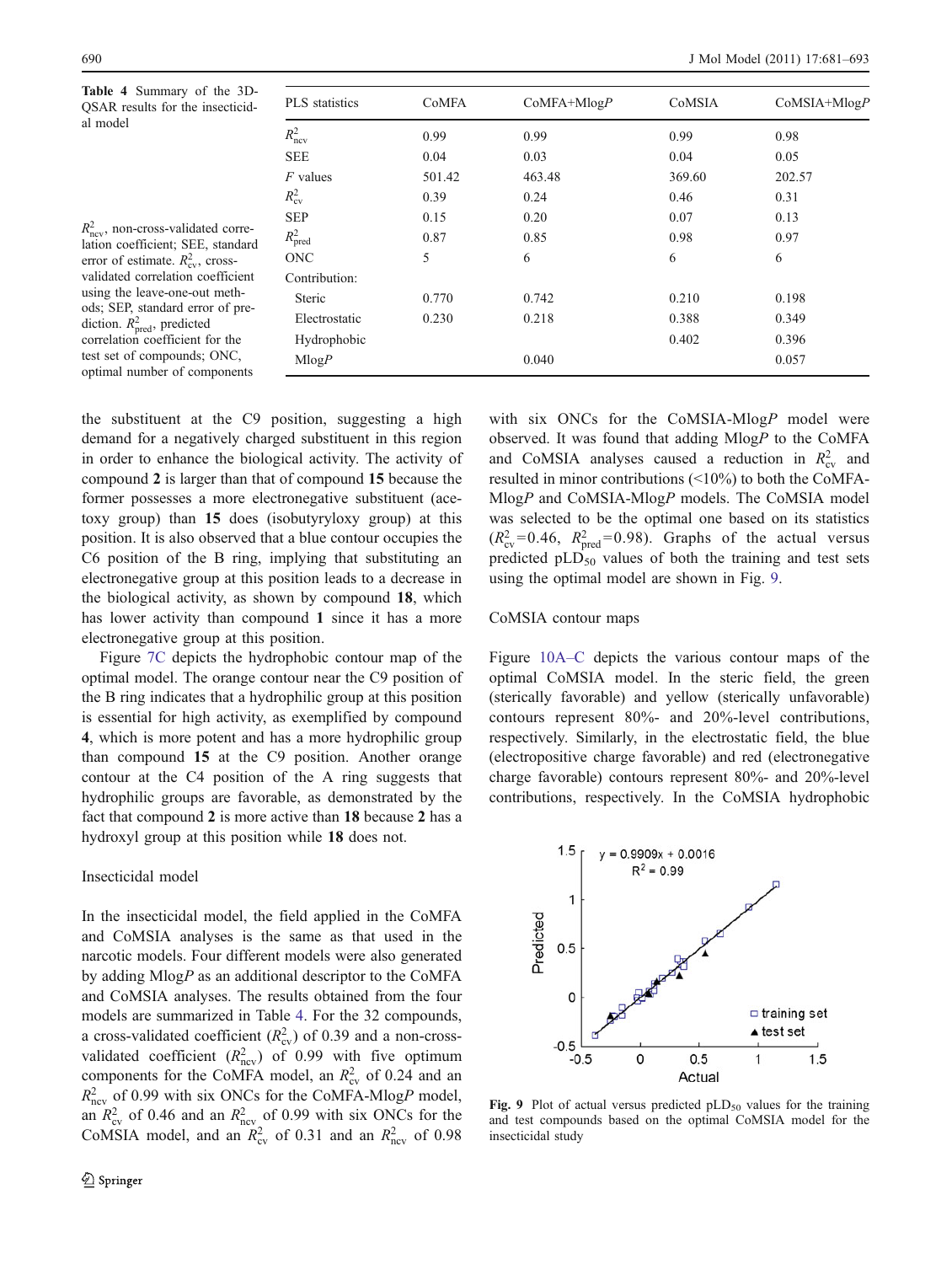**Table 4** Summary of the 3D-QSAR results for the insecticidal model

| PLS statistics | CoMFA | CoMFA+Mlog*P* | CoMSIA | CoMSIA+Mlog*P* |
|---|---|---|---|---|
| $R^2_{ncv}$ | 0.99 | 0.99 | 0.99 | 0.98 |
| SEE | 0.04 | 0.03 | 0.04 | 0.05 |
| *F* values | 501.42 | 463.48 | 369.60 | 202.57 |
| $R^2_{cv}$ | 0.39 | 0.24 | 0.46 | 0.31 |
| SEP | 0.15 | 0.20 | 0.07 | 0.13 |
| $R^2_{pred}$ | 0.87 | 0.85 | 0.98 | 0.97 |
| ONC | 5 | 6 | 6 | 6 |
| Contribution: | | | | |
| Steric | 0.770 | 0.742 | 0.210 | 0.198 |
| Electrostatic | 0.230 | 0.218 | 0.388 | 0.349 |
| Hydrophobic | | | 0.402 | 0.396 |
| Mlog*P* | | 0.040 | | 0.057 |

$R^2_{ncv}$, non-cross-validated correlation coefficient; SEE, standard error of estimate. $R^2_{cv}$, cross-validated correlation coefficient using the leave-one-out methods; SEP, standard error of prediction. $R^2_{pred}$, predicted correlation coefficient for the test set of compounds; ONC, optimal number of components

the substituent at the C9 position, suggesting a high demand for a negatively charged substituent in this region in order to enhance the biological activity. The activity of compound **2** is larger than that of compound **15** because the former possesses a more electronegative substituent (acetoxy group) than **15** does (isobutyryloxy group) at this position. It is also observed that a blue contour occupies the C6 position of the B ring, implying that substituting an electronegative group at this position leads to a decrease in the biological activity, as shown by compound **18**, which has lower activity than compound **1** since it has a more electronegative group at this position.

Figure 7C depicts the hydrophobic contour map of the optimal model. The orange contour near the C9 position of the B ring indicates that a hydrophilic group at this position is essential for high activity, as exemplified by compound **4**, which is more potent and has a more hydrophilic group than compound **15** at the C9 position. Another orange contour at the C4 position of the A ring suggests that hydrophilic groups are favorable, as demonstrated by the fact that compound **2** is more active than **18** because **2** has a hydroxyl group at this position while **18** does not.

### Insecticidal model

In the insecticidal model, the field applied in the CoMFA and CoMSIA analyses is the same as that used in the narcotic models. Four different models were also generated by adding Mlog*P* as an additional descriptor to the CoMFA and CoMSIA analyses. The results obtained from the four models are summarized in Table 4. For the 32 compounds, a cross-validated coefficient ($R^2_{cv}$) of 0.39 and a non-cross-validated coefficient ($R^2_{ncv}$) of 0.99 with five optimum components for the CoMFA model, an $R^2_{cv}$ of 0.24 and an $R^2_{ncv}$ of 0.99 with six ONCs for the CoMFA-Mlog*P* model, an $R^2_{cv}$ of 0.46 and an $R^2_{ncv}$ of 0.99 with six ONCs for the CoMSIA model, and an $R^2_{cv}$ of 0.31 and an $R^2_{ncv}$ of 0.98 with six ONCs for the CoMSIA-Mlog*P* model were observed. It was found that adding Mlog*P* to the CoMFA and CoMSIA analyses caused a reduction in $R^2_{cv}$ and resulted in minor contributions (<10%) to both the CoMFA-Mlog*P* and CoMSIA-Mlog*P* models. The CoMSIA model was selected to be the optimal one based on its statistics ($R^2_{cv}$=0.46, $R^2_{pred}$=0.98). Graphs of the actual versus predicted $pLD_{50}$ values of both the training and test sets using the optimal model are shown in Fig. 9.

### CoMSIA contour maps

Figure 10A–C depicts the various contour maps of the optimal CoMSIA model. In the steric field, the green (sterically favorable) and yellow (sterically unfavorable) contours represent 80%- and 20%-level contributions, respectively. Similarly, in the electrostatic field, the blue (electropositive charge favorable) and red (electronegative charge favorable) contours represent 80%- and 20%-level contributions, respectively. In the CoMSIA hydrophobic

**Fig. 9** Plot of actual versus predicted $pLD_{50}$ values for the training and test compounds based on the optimal CoMSIA model for the insecticidal study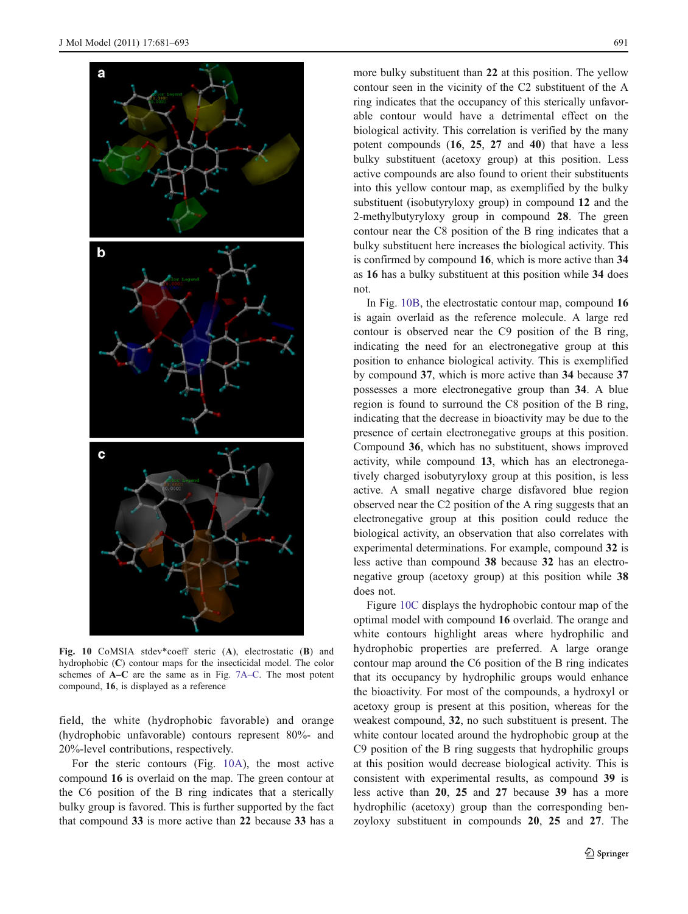Fig. 10 CoMSIA stdev*coeff steric (**A**), electrostatic (**B**) and hydrophobic (**C**) contour maps for the insecticidal model. The color schemes of **A–C** are the same as in Fig. 7A–C. The most potent compound, **16**, is displayed as a reference

field, the white (hydrophobic favorable) and orange (hydrophobic unfavorable) contours represent 80%- and 20%-level contributions, respectively.

For the steric contours (Fig. 10A), the most active compound **16** is overlaid on the map. The green contour at the C6 position of the B ring indicates that a sterically bulky group is favored. This is further supported by the fact that compound **33** is more active than **22** because **33** has a more bulky substituent than **22** at this position. The yellow contour seen in the vicinity of the C2 substituent of the A ring indicates that the occupancy of this sterically unfavorable contour would have a detrimental effect on the biological activity. This correlation is verified by the many potent compounds (**16**, **25**, **27** and **40**) that have a less bulky substituent (acetoxy group) at this position. Less active compounds are also found to orient their substituents into this yellow contour map, as exemplified by the bulky substituent (isobutyryloxy group) in compound **12** and the 2-methylbutyryloxy group in compound **28**. The green contour near the C8 position of the B ring indicates that a bulky substituent here increases the biological activity. This is confirmed by compound **16**, which is more active than **34** as **16** has a bulky substituent at this position while **34** does not.

In Fig. 10B, the electrostatic contour map, compound **16** is again overlaid as the reference molecule. A large red contour is observed near the C9 position of the B ring, indicating the need for an electronegative group at this position to enhance biological activity. This is exemplified by compound **37**, which is more active than **34** because **37** possesses a more electronegative group than **34**. A blue region is found to surround the C8 position of the B ring, indicating that the decrease in bioactivity may be due to the presence of certain electronegative groups at this position. Compound **36**, which has no substituent, shows improved activity, while compound **13**, which has an electronegatively charged isobutyryloxy group at this position, is less active. A small negative charge disfavored blue region observed near the C2 position of the A ring suggests that an electronegative group at this position could reduce the biological activity, an observation that also correlates with experimental determinations. For example, compound **32** is less active than compound **38** because **32** has an electronegative group (acetoxy group) at this position while **38** does not.

Figure 10C displays the hydrophobic contour map of the optimal model with compound **16** overlaid. The orange and white contours highlight areas where hydrophilic and hydrophobic properties are preferred. A large orange contour map around the C6 position of the B ring indicates that its occupancy by hydrophilic groups would enhance the bioactivity. For most of the compounds, a hydroxyl or acetoxy group is present at this position, whereas for the weakest compound, **32**, no such substituent is present. The white contour located around the hydrophobic group at the C9 position of the B ring suggests that hydrophilic groups at this position would decrease biological activity. This is consistent with experimental results, as compound **39** is less active than **20**, **25** and **27** because **39** has a more hydrophilic (acetoxy) group than the corresponding benzoyloxy substituent in compounds **20**, **25** and **27**. The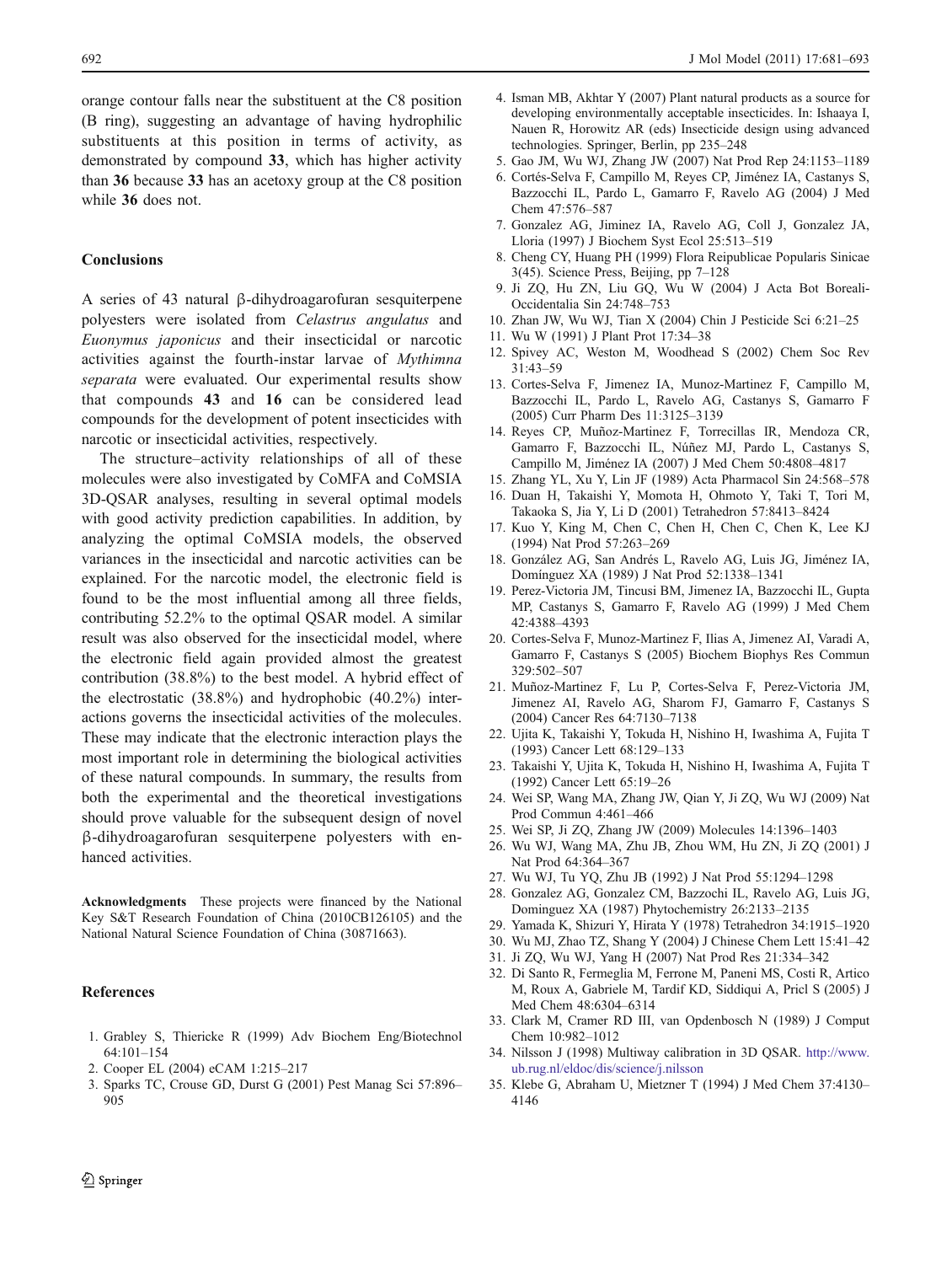orange contour falls near the substituent at the C8 position (B ring), suggesting an advantage of having hydrophilic substituents at this position in terms of activity, as demonstrated by compound **33**, which has higher activity than **36** because **33** has an acetoxy group at the C8 position while **36** does not.

## Conclusions

A series of 43 natural β-dihydroagarofuran sesquiterpene polyesters were isolated from *Celastrus angulatus* and *Euonymus japonicus* and their insecticidal or narcotic activities against the fourth-instar larvae of *Mythimna separata* were evaluated. Our experimental results show that compounds **43** and **16** can be considered lead compounds for the development of potent insecticides with narcotic or insecticidal activities, respectively.

The structure–activity relationships of all of these molecules were also investigated by CoMFA and CoMSIA 3D-QSAR analyses, resulting in several optimal models with good activity prediction capabilities. In addition, by analyzing the optimal CoMSIA models, the observed variances in the insecticidal and narcotic activities can be explained. For the narcotic model, the electronic field is found to be the most influential among all three fields, contributing 52.2% to the optimal QSAR model. A similar result was also observed for the insecticidal model, where the electronic field again provided almost the greatest contribution (38.8%) to the best model. A hybrid effect of the electrostatic (38.8%) and hydrophobic (40.2%) interactions governs the insecticidal activities of the molecules. These may indicate that the electronic interaction plays the most important role in determining the biological activities of these natural compounds. In summary, the results from both the experimental and the theoretical investigations should prove valuable for the subsequent design of novel β-dihydroagarofuran sesquiterpene polyesters with enhanced activities.

**Acknowledgments** These projects were financed by the National Key S&T Research Foundation of China (2010CB126105) and the National Natural Science Foundation of China (30871663).

## References

1. Grabley S, Thiericke R (1999) Adv Biochem Eng/Biotechnol 64:101–154
2. Cooper EL (2004) eCAM 1:215–217
3. Sparks TC, Crouse GD, Durst G (2001) Pest Manag Sci 57:896–905
4. Isman MB, Akhtar Y (2007) Plant natural products as a source for developing environmentally acceptable insecticides. In: Ishaaya I, Nauen R, Horowitz AR (eds) Insecticide design using advanced technologies. Springer, Berlin, pp 235–248
5. Gao JM, Wu WJ, Zhang JW (2007) Nat Prod Rep 24:1153–1189
6. Cortés-Selva F, Campillo M, Reyes CP, Jiménez IA, Castanys S, Bazzocchi IL, Pardo L, Gamarro F, Ravelo AG (2004) J Med Chem 47:576–587
7. Gonzalez AG, Jiminez IA, Ravelo AG, Coll J, Gonzalez JA, Lloria (1997) J Biochem Syst Ecol 25:513–519
8. Cheng CY, Huang PH (1999) Flora Reipublicae Popularis Sinicae 3(45). Science Press, Beijing, pp 7–128
9. Ji ZQ, Hu ZN, Liu GQ, Wu W (2004) J Acta Bot Boreali-Occidentalia Sin 24:748–753
10. Zhan JW, Wu WJ, Tian X (2004) Chin J Pesticide Sci 6:21–25
11. Wu W (1991) J Plant Prot 17:34–38
12. Spivey AC, Weston M, Woodhead S (2002) Chem Soc Rev 31:43–59
13. Cortes-Selva F, Jimenez IA, Munoz-Martinez F, Campillo M, Bazzocchi IL, Pardo L, Ravelo AG, Castanys S, Gamarro F (2005) Curr Pharm Des 11:3125–3139
14. Reyes CP, Muñoz-Martinez F, Torrecillas IR, Mendoza CR, Gamarro F, Bazzocchi IL, Núñez MJ, Pardo L, Castanys S, Campillo M, Jiménez IA (2007) J Med Chem 50:4808–4817
15. Zhang YL, Xu Y, Lin JF (1989) Acta Pharmacol Sin 24:568–578
16. Duan H, Takaishi Y, Momota H, Ohmoto Y, Taki T, Tori M, Takaoka S, Jia Y, Li D (2001) Tetrahedron 57:8413–8424
17. Kuo Y, King M, Chen C, Chen H, Chen C, Chen K, Lee KJ (1994) Nat Prod 57:263–269
18. González AG, San Andrés L, Ravelo AG, Luis JG, Jiménez IA, Domínguez XA (1989) J Nat Prod 52:1338–1341
19. Perez-Victoria JM, Tincusi BM, Jimenez IA, Bazzocchi IL, Gupta MP, Castanys S, Gamarro F, Ravelo AG (1999) J Med Chem 42:4388–4393
20. Cortes-Selva F, Munoz-Martinez F, Ilias A, Jimenez AI, Varadi A, Gamarro F, Castanys S (2005) Biochem Biophys Res Commun 329:502–507
21. Muñoz-Martinez F, Lu P, Cortes-Selva F, Perez-Victoria JM, Jimenez AI, Ravelo AG, Sharom FJ, Gamarro F, Castanys S (2004) Cancer Res 64:7130–7138
22. Ujita K, Takaishi Y, Tokuda H, Nishino H, Iwashima A, Fujita T (1993) Cancer Lett 68:129–133
23. Takaishi Y, Ujita K, Tokuda H, Nishino H, Iwashima A, Fujita T (1992) Cancer Lett 65:19–26
24. Wei SP, Wang MA, Zhang JW, Qian Y, Ji ZQ, Wu WJ (2009) Nat Prod Commun 4:461–466
25. Wei SP, Ji ZQ, Zhang JW (2009) Molecules 14:1396–1403
26. Wu WJ, Wang MA, Zhu JB, Zhou WM, Hu ZN, Ji ZQ (2001) J Nat Prod 64:364–367
27. Wu WJ, Tu YQ, Zhu JB (1992) J Nat Prod 55:1294–1298
28. Gonzalez AG, Gonzalez CM, Bazzochi IL, Ravelo AG, Luis JG, Dominguez XA (1987) Phytochemistry 26:2133–2135
29. Yamada K, Shizuri Y, Hirata Y (1978) Tetrahedron 34:1915–1920
30. Wu MJ, Zhao TZ, Shang Y (2004) J Chinese Chem Lett 15:41–42
31. Ji ZQ, Wu WJ, Yang H (2007) Nat Prod Res 21:334–342
32. Di Santo R, Fermeglia M, Ferrone M, Paneni MS, Costi R, Artico M, Roux A, Gabriele M, Tardif KD, Siddiqui A, Pricl S (2005) J Med Chem 48:6304–6314
33. Clark M, Cramer RD III, van Opdenbosch N (1989) J Comput Chem 10:982–1012
34. Nilsson J (1998) Multiway calibration in 3D QSAR. http://www.ub.rug.nl/eldoc/dis/science/j.nilsson
35. Klebe G, Abraham U, Mietzner T (1994) J Med Chem 37:4130–4146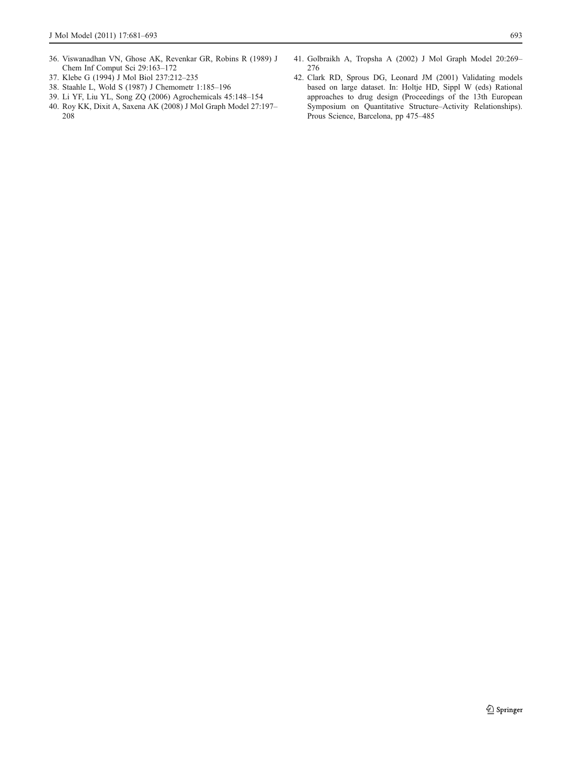36. Viswanadhan VN, Ghose AK, Revenkar GR, Robins R (1989) J Chem Inf Comput Sci 29:163–172
37. Klebe G (1994) J Mol Biol 237:212–235
38. Staahle L, Wold S (1987) J Chemometr 1:185–196
39. Li YF, Liu YL, Song ZQ (2006) Agrochemicals 45:148–154
40. Roy KK, Dixit A, Saxena AK (2008) J Mol Graph Model 27:197–208
41. Golbraikh A, Tropsha A (2002) J Mol Graph Model 20:269–276
42. Clark RD, Sprous DG, Leonard JM (2001) Validating models based on large dataset. In: Holtje HD, Sippl W (eds) Rational approaches to drug design (Proceedings of the 13th European Symposium on Quantitative Structure–Activity Relationships). Prous Science, Barcelona, pp 475–485